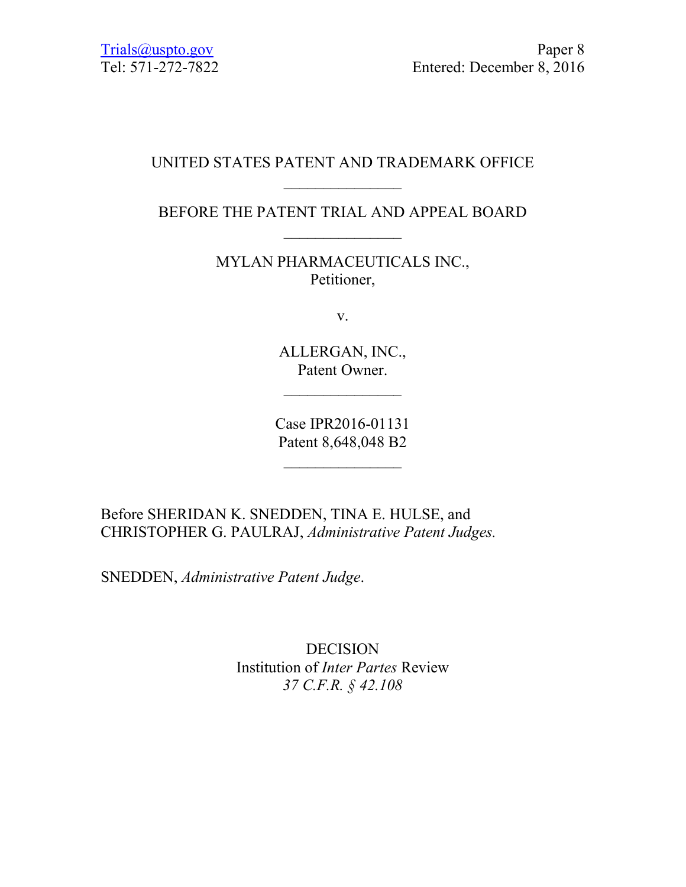Trials@uspto.gov
Tel: 571-272-7822

Paper 8
Entered: December 8, 2016

UNITED STATES PATENT AND TRADEMARK OFFICE

\_\_\_\_\_\_\_\_\_\_\_\_\_\_\_

BEFORE THE PATENT TRIAL AND APPEAL BOARD

\_\_\_\_\_\_\_\_\_\_\_\_\_\_\_

MYLAN PHARMACEUTICALS INC.,
Petitioner,

v.

ALLERGAN, INC.,
Patent Owner.

\_\_\_\_\_\_\_\_\_\_\_\_\_\_\_

Case IPR2016-01131
Patent 8,648,048 B2

\_\_\_\_\_\_\_\_\_\_\_\_\_\_\_

Before SHERIDAN K. SNEDDEN, TINA E. HULSE, and CHRISTOPHER G. PAULRAJ, *Administrative Patent Judges.*

SNEDDEN, *Administrative Patent Judge*.

DECISION
Institution of *Inter Partes* Review
*37 C.F.R. § 42.108*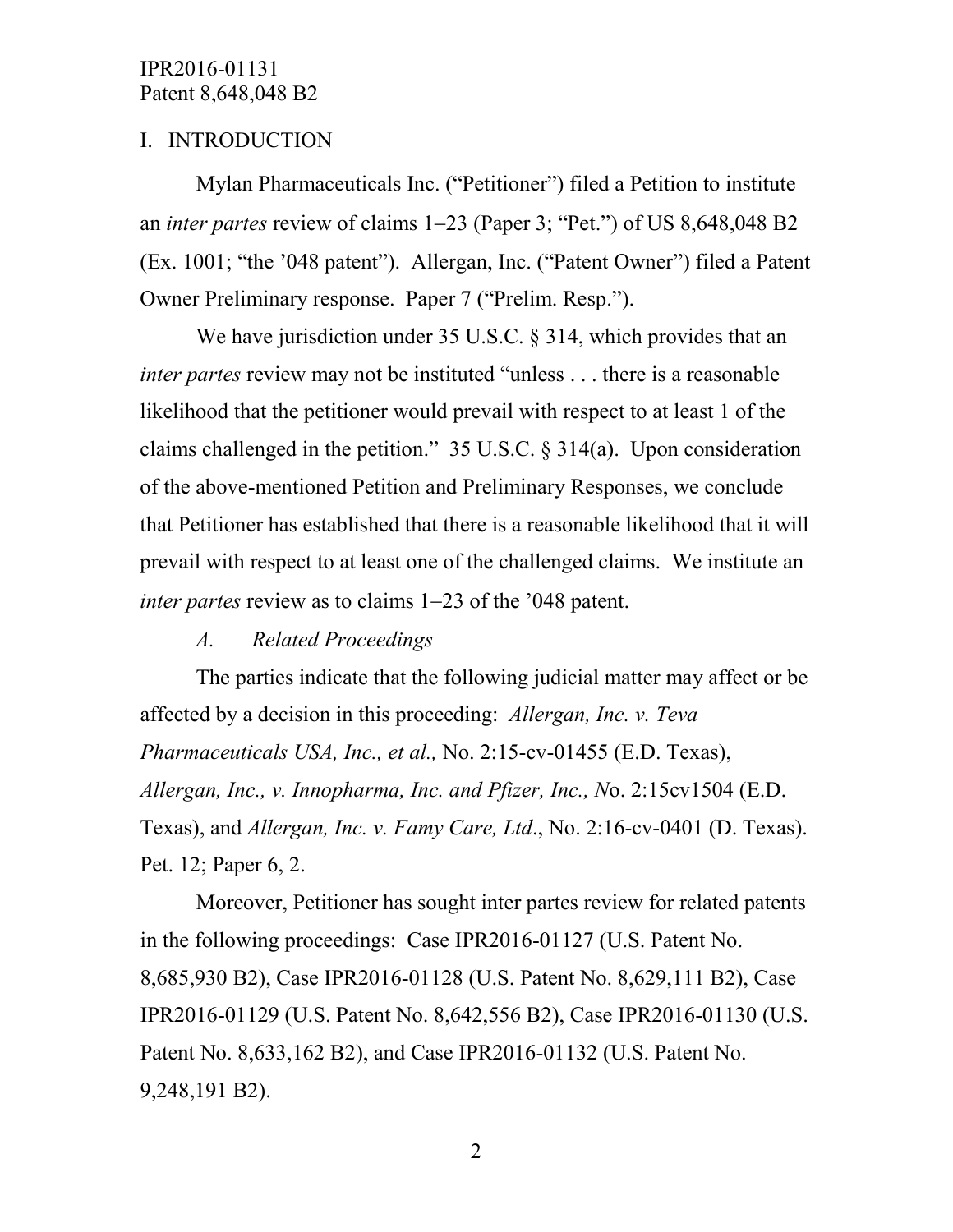## I. INTRODUCTION

Mylan Pharmaceuticals Inc. ("Petitioner") filed a Petition to institute an *inter partes* review of claims 1–23 (Paper 3; "Pet.") of US 8,648,048 B2 (Ex. 1001; "the '048 patent"). Allergan, Inc. ("Patent Owner") filed a Patent Owner Preliminary response. Paper 7 ("Prelim. Resp.").

We have jurisdiction under 35 U.S.C. § 314, which provides that an *inter partes* review may not be instituted "unless . . . there is a reasonable likelihood that the petitioner would prevail with respect to at least 1 of the claims challenged in the petition." 35 U.S.C. § 314(a). Upon consideration of the above-mentioned Petition and Preliminary Responses, we conclude that Petitioner has established that there is a reasonable likelihood that it will prevail with respect to at least one of the challenged claims. We institute an *inter partes* review as to claims 1–23 of the '048 patent.

### *A. Related Proceedings*

The parties indicate that the following judicial matter may affect or be affected by a decision in this proceeding: *Allergan, Inc. v. Teva Pharmaceuticals USA, Inc., et al.,* No. 2:15-cv-01455 (E.D. Texas), *Allergan, Inc., v. Innopharma, Inc. and Pfizer, Inc., N*o. 2:15cv1504 (E.D. Texas), and *Allergan, Inc. v. Famy Care, Ltd*., No. 2:16-cv-0401 (D. Texas). Pet. 12; Paper 6, 2.

Moreover, Petitioner has sought inter partes review for related patents in the following proceedings: Case IPR2016-01127 (U.S. Patent No. 8,685,930 B2), Case IPR2016-01128 (U.S. Patent No. 8,629,111 B2), Case IPR2016-01129 (U.S. Patent No. 8,642,556 B2), Case IPR2016-01130 (U.S. Patent No. 8,633,162 B2), and Case IPR2016-01132 (U.S. Patent No. 9,248,191 B2).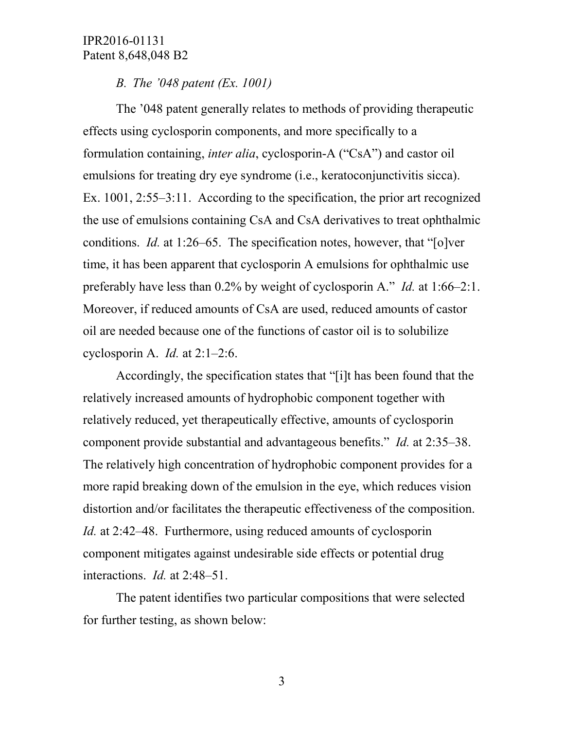### *B. The '048 patent (Ex. 1001)*

The '048 patent generally relates to methods of providing therapeutic effects using cyclosporin components, and more specifically to a formulation containing, *inter alia*, cyclosporin-A ("CsA") and castor oil emulsions for treating dry eye syndrome (i.e., keratoconjunctivitis sicca). Ex. 1001, 2:55–3:11. According to the specification, the prior art recognized the use of emulsions containing CsA and CsA derivatives to treat ophthalmic conditions. *Id.* at 1:26–65. The specification notes, however, that "[o]ver time, it has been apparent that cyclosporin A emulsions for ophthalmic use preferably have less than 0.2% by weight of cyclosporin A." *Id.* at 1:66–2:1. Moreover, if reduced amounts of CsA are used, reduced amounts of castor oil are needed because one of the functions of castor oil is to solubilize cyclosporin A. *Id.* at 2:1–2:6.

Accordingly, the specification states that "[i]t has been found that the relatively increased amounts of hydrophobic component together with relatively reduced, yet therapeutically effective, amounts of cyclosporin component provide substantial and advantageous benefits." *Id.* at 2:35–38. The relatively high concentration of hydrophobic component provides for a more rapid breaking down of the emulsion in the eye, which reduces vision distortion and/or facilitates the therapeutic effectiveness of the composition. *Id.* at 2:42–48. Furthermore, using reduced amounts of cyclosporin component mitigates against undesirable side effects or potential drug interactions. *Id.* at 2:48–51.

The patent identifies two particular compositions that were selected for further testing, as shown below: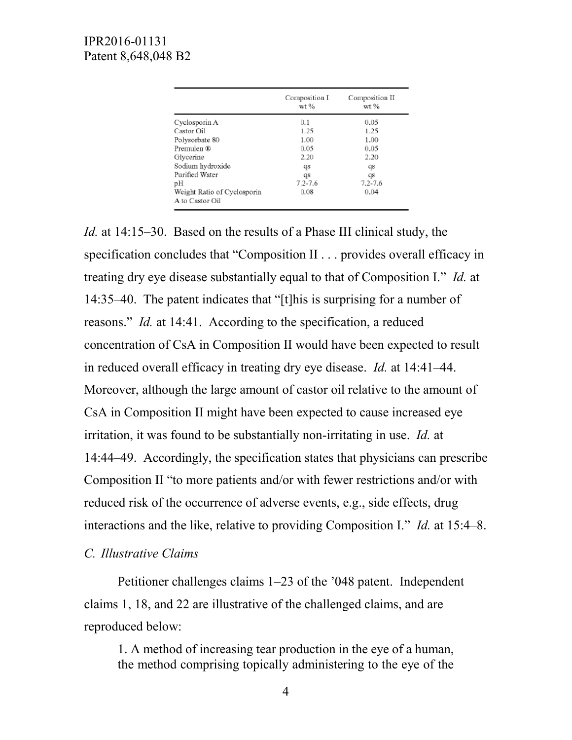| | Composition I wt % | Composition II wt % |
|---|---|---|
| Cyclosporin A | 0.1 | 0.05 |
| Castor Oil | 1.25 | 1.25 |
| Polysorbate 80 | 1.00 | 1.00 |
| Premulen ® | 0.05 | 0.05 |
| Glycerine | 2.20 | 2.20 |
| Sodium hydroxide | qs | qs |
| Purified Water | qs | qs |
| pH | 7.2-7.6 | 7.2-7.6 |
| Weight Ratio of Cyclosporin A to Castor Oil | 0.08 | 0.04 |

*Id.* at 14:15–30. Based on the results of a Phase III clinical study, the specification concludes that "Composition II . . . provides overall efficacy in treating dry eye disease substantially equal to that of Composition I." *Id.* at 14:35–40. The patent indicates that "[t]his is surprising for a number of reasons." *Id.* at 14:41. According to the specification, a reduced concentration of CsA in Composition II would have been expected to result in reduced overall efficacy in treating dry eye disease. *Id.* at 14:41–44. Moreover, although the large amount of castor oil relative to the amount of CsA in Composition II might have been expected to cause increased eye irritation, it was found to be substantially non-irritating in use. *Id.* at 14:44–49. Accordingly, the specification states that physicians can prescribe Composition II "to more patients and/or with fewer restrictions and/or with reduced risk of the occurrence of adverse events, e.g., side effects, drug interactions and the like, relative to providing Composition I." *Id.* at 15:4–8.

*C. Illustrative Claims*

Petitioner challenges claims 1–23 of the '048 patent. Independent claims 1, 18, and 22 are illustrative of the challenged claims, and are reproduced below:

> 1. A method of increasing tear production in the eye of a human, the method comprising topically administering to the eye of the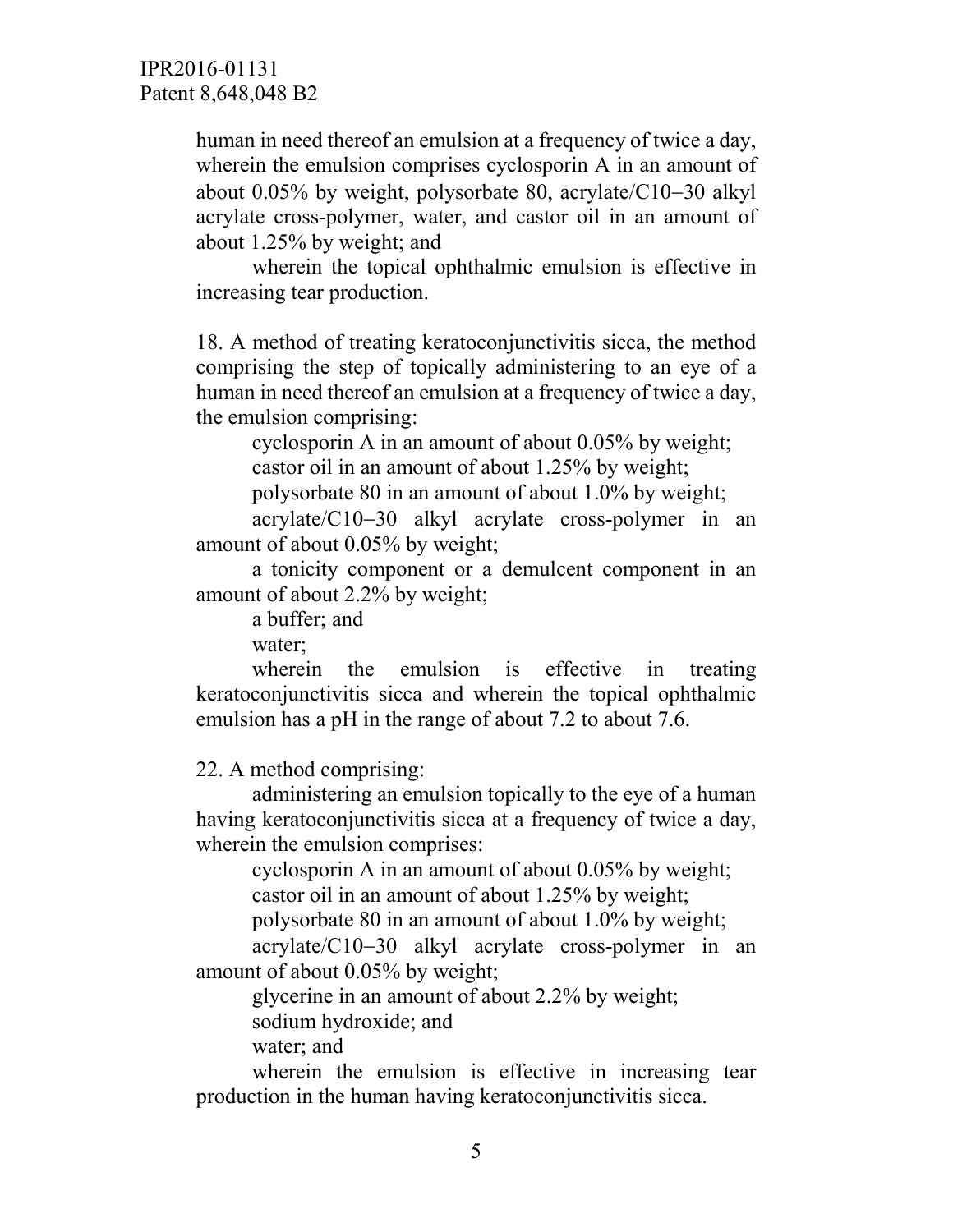human in need thereof an emulsion at a frequency of twice a day, wherein the emulsion comprises cyclosporin A in an amount of about 0.05% by weight, polysorbate 80, acrylate/C10–30 alkyl acrylate cross-polymer, water, and castor oil in an amount of about 1.25% by weight; and

wherein the topical ophthalmic emulsion is effective in increasing tear production.

18. A method of treating keratoconjunctivitis sicca, the method comprising the step of topically administering to an eye of a human in need thereof an emulsion at a frequency of twice a day, the emulsion comprising:

cyclosporin A in an amount of about 0.05% by weight;
castor oil in an amount of about 1.25% by weight;
polysorbate 80 in an amount of about 1.0% by weight;
acrylate/C10–30 alkyl acrylate cross-polymer in an amount of about 0.05% by weight;
a tonicity component or a demulcent component in an amount of about 2.2% by weight;
a buffer; and
water;

wherein the emulsion is effective in treating keratoconjunctivitis sicca and wherein the topical ophthalmic emulsion has a pH in the range of about 7.2 to about 7.6.

22. A method comprising:

administering an emulsion topically to the eye of a human having keratoconjunctivitis sicca at a frequency of twice a day, wherein the emulsion comprises:

cyclosporin A in an amount of about 0.05% by weight;
castor oil in an amount of about 1.25% by weight;
polysorbate 80 in an amount of about 1.0% by weight;
acrylate/C10–30 alkyl acrylate cross-polymer in an amount of about 0.05% by weight;
glycerine in an amount of about 2.2% by weight;
sodium hydroxide; and
water; and

wherein the emulsion is effective in increasing tear production in the human having keratoconjunctivitis sicca.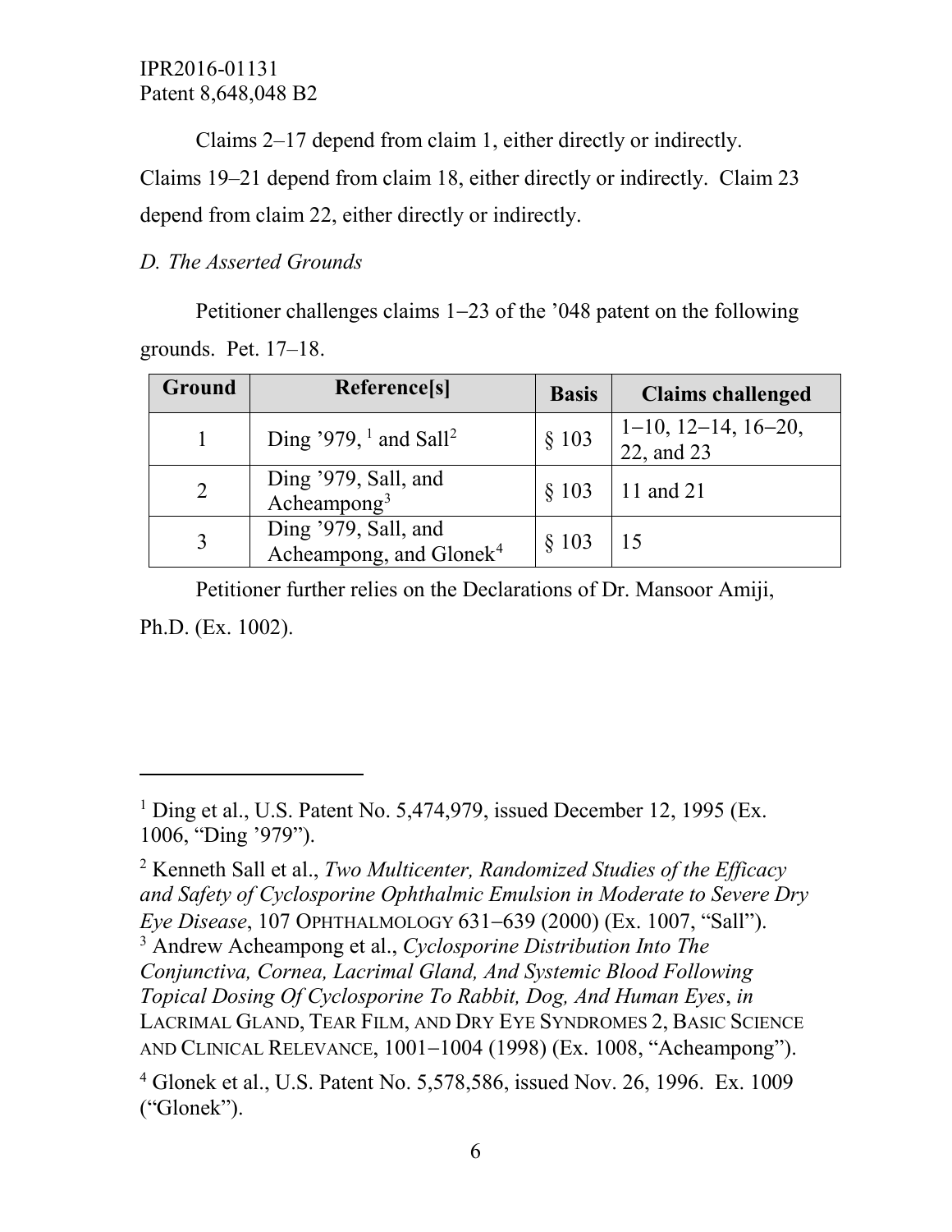Claims 2–17 depend from claim 1, either directly or indirectly. Claims 19–21 depend from claim 18, either directly or indirectly. Claim 23 depend from claim 22, either directly or indirectly.

*D. The Asserted Grounds*

Petitioner challenges claims 1–23 of the '048 patent on the following grounds. Pet. 17–18.

| Ground | Reference[s] | Basis | Claims challenged |
|---|---|---|---|
| 1 | Ding '979, [1] and Sall[2] | § 103 | 1–10, 12–14, 16–20, 22, and 23 |
| 2 | Ding '979, Sall, and Acheampong[3] | § 103 | 11 and 21 |
| 3 | Ding '979, Sall, and Acheampong, and Glonek[4] | § 103 | 15 |

Petitioner further relies on the Declarations of Dr. Mansoor Amiji, Ph.D. (Ex. 1002).

---

[1] Ding et al., U.S. Patent No. 5,474,979, issued December 12, 1995 (Ex. 1006, "Ding '979").

[2] Kenneth Sall et al., *Two Multicenter, Randomized Studies of the Efficacy and Safety of Cyclosporine Ophthalmic Emulsion in Moderate to Severe Dry Eye Disease*, 107 OPHTHALMOLOGY 631–639 (2000) (Ex. 1007, "Sall").

[3] Andrew Acheampong et al., *Cyclosporine Distribution Into The Conjunctiva, Cornea, Lacrimal Gland, And Systemic Blood Following Topical Dosing Of Cyclosporine To Rabbit, Dog, And Human Eyes*, *in* LACRIMAL GLAND, TEAR FILM, AND DRY EYE SYNDROMES 2, BASIC SCIENCE AND CLINICAL RELEVANCE, 1001–1004 (1998) (Ex. 1008, "Acheampong").

[4] Glonek et al., U.S. Patent No. 5,578,586, issued Nov. 26, 1996. Ex. 1009 ("Glonek").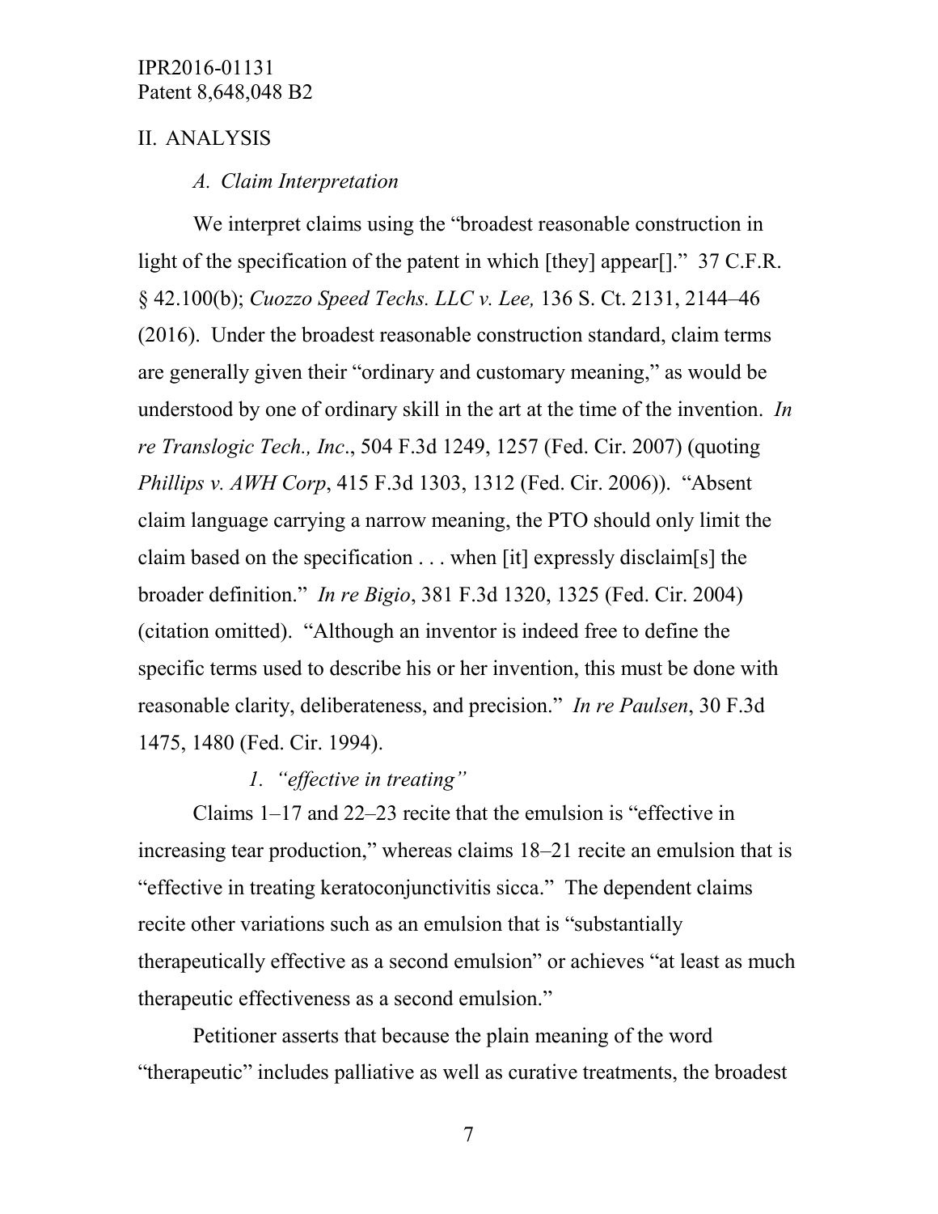## II. ANALYSIS

### *A. Claim Interpretation*

We interpret claims using the "broadest reasonable construction in light of the specification of the patent in which [they] appear[]." 37 C.F.R. § 42.100(b); *Cuozzo Speed Techs. LLC v. Lee,* 136 S. Ct. 2131, 2144–46 (2016). Under the broadest reasonable construction standard, claim terms are generally given their "ordinary and customary meaning," as would be understood by one of ordinary skill in the art at the time of the invention. *In re Translogic Tech., Inc*., 504 F.3d 1249, 1257 (Fed. Cir. 2007) (quoting *Phillips v. AWH Corp*, 415 F.3d 1303, 1312 (Fed. Cir. 2006)). "Absent claim language carrying a narrow meaning, the PTO should only limit the claim based on the specification . . . when [it] expressly disclaim[s] the broader definition." *In re Bigio*, 381 F.3d 1320, 1325 (Fed. Cir. 2004) (citation omitted). "Although an inventor is indeed free to define the specific terms used to describe his or her invention, this must be done with reasonable clarity, deliberateness, and precision." *In re Paulsen*, 30 F.3d 1475, 1480 (Fed. Cir. 1994).

#### *1. "effective in treating"*

Claims 1–17 and 22–23 recite that the emulsion is "effective in increasing tear production," whereas claims 18–21 recite an emulsion that is "effective in treating keratoconjunctivitis sicca." The dependent claims recite other variations such as an emulsion that is "substantially therapeutically effective as a second emulsion" or achieves "at least as much therapeutic effectiveness as a second emulsion."

Petitioner asserts that because the plain meaning of the word "therapeutic" includes palliative as well as curative treatments, the broadest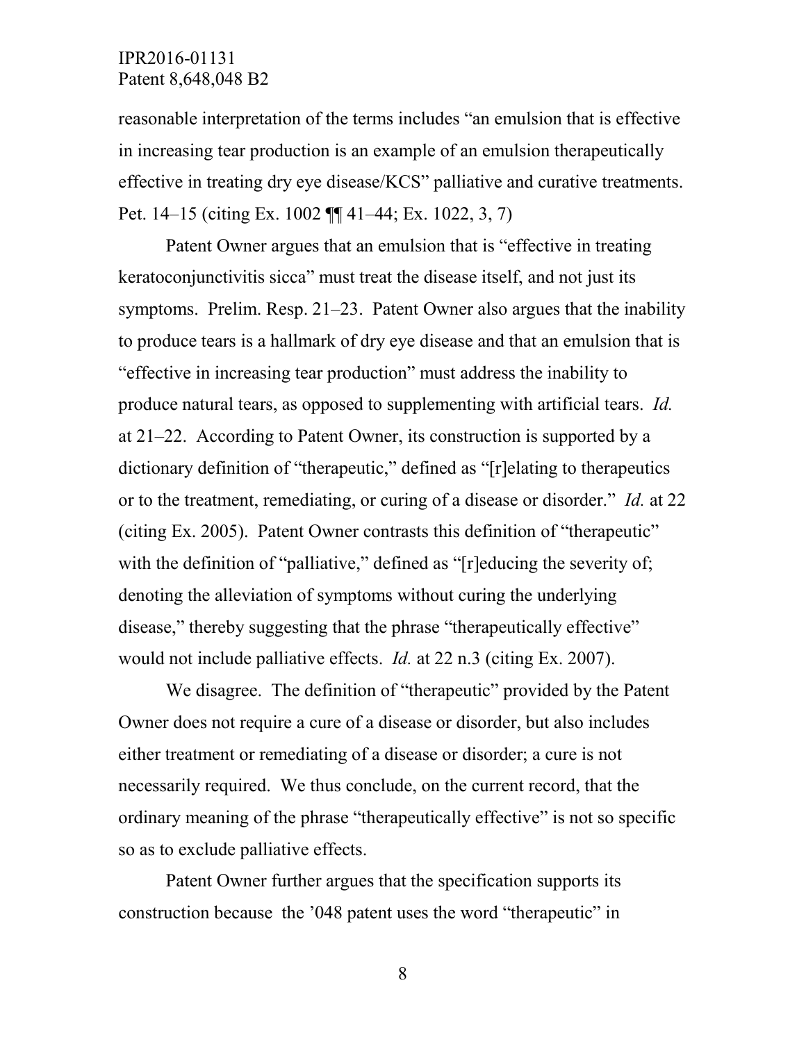reasonable interpretation of the terms includes "an emulsion that is effective in increasing tear production is an example of an emulsion therapeutically effective in treating dry eye disease/KCS" palliative and curative treatments. Pet. 14–15 (citing Ex. 1002 ¶¶ 41–44; Ex. 1022, 3, 7)

Patent Owner argues that an emulsion that is "effective in treating keratoconjunctivitis sicca" must treat the disease itself, and not just its symptoms. Prelim. Resp. 21–23. Patent Owner also argues that the inability to produce tears is a hallmark of dry eye disease and that an emulsion that is "effective in increasing tear production" must address the inability to produce natural tears, as opposed to supplementing with artificial tears. *Id.* at 21–22. According to Patent Owner, its construction is supported by a dictionary definition of "therapeutic," defined as "[r]elating to therapeutics or to the treatment, remediating, or curing of a disease or disorder." *Id.* at 22 (citing Ex. 2005). Patent Owner contrasts this definition of "therapeutic" with the definition of "palliative," defined as "[r]educing the severity of; denoting the alleviation of symptoms without curing the underlying disease," thereby suggesting that the phrase "therapeutically effective" would not include palliative effects. *Id.* at 22 n.3 (citing Ex. 2007).

We disagree. The definition of "therapeutic" provided by the Patent Owner does not require a cure of a disease or disorder, but also includes either treatment or remediating of a disease or disorder; a cure is not necessarily required. We thus conclude, on the current record, that the ordinary meaning of the phrase "therapeutically effective" is not so specific so as to exclude palliative effects.

Patent Owner further argues that the specification supports its construction because the '048 patent uses the word "therapeutic" in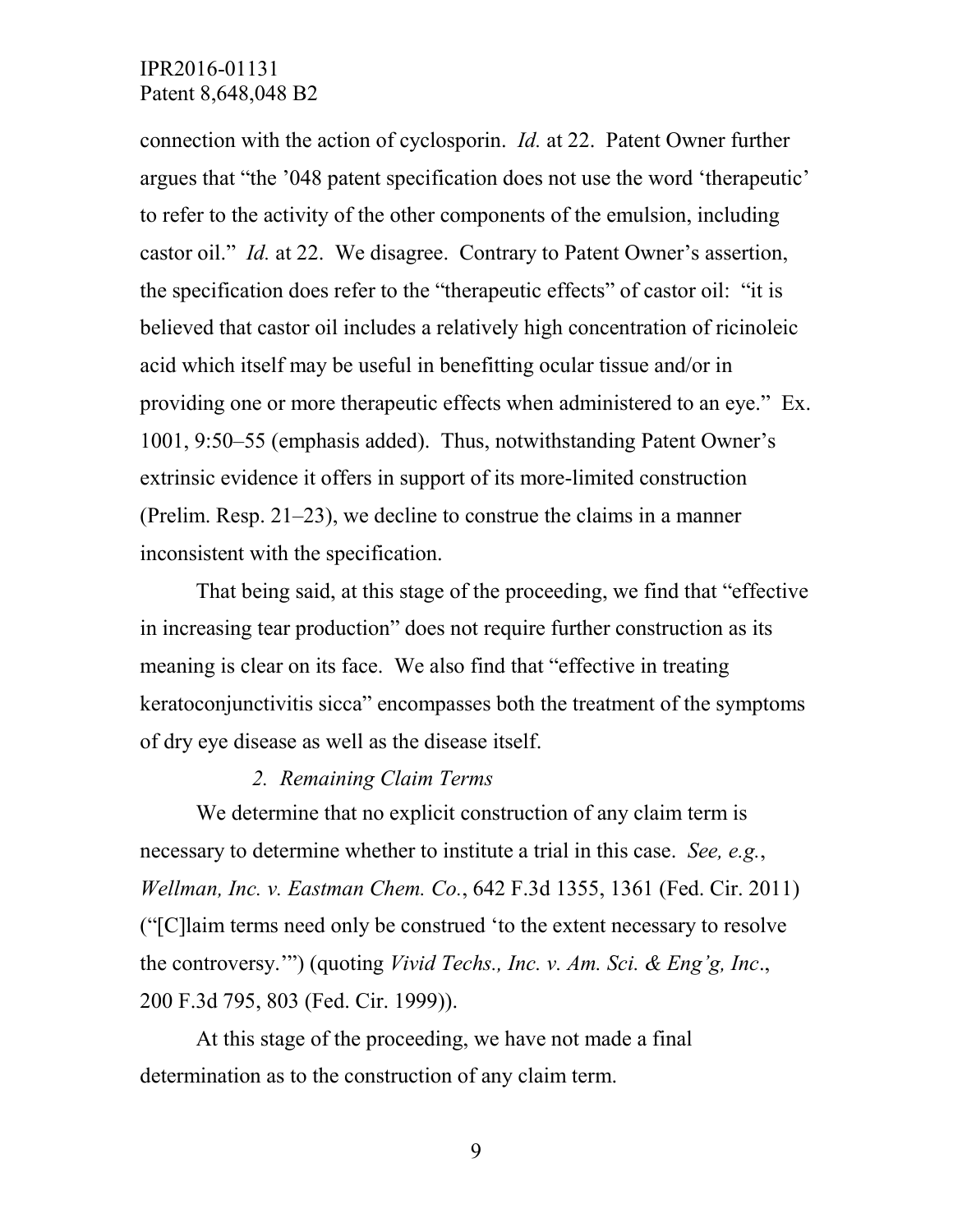connection with the action of cyclosporin. *Id.* at 22. Patent Owner further argues that "the '048 patent specification does not use the word 'therapeutic' to refer to the activity of the other components of the emulsion, including castor oil." *Id.* at 22. We disagree. Contrary to Patent Owner's assertion, the specification does refer to the "therapeutic effects" of castor oil: "it is believed that castor oil includes a relatively high concentration of ricinoleic acid which itself may be useful in benefitting ocular tissue and/or in providing one or more therapeutic effects when administered to an eye." Ex. 1001, 9:50–55 (emphasis added). Thus, notwithstanding Patent Owner's extrinsic evidence it offers in support of its more-limited construction (Prelim. Resp. 21–23), we decline to construe the claims in a manner inconsistent with the specification.

That being said, at this stage of the proceeding, we find that "effective in increasing tear production" does not require further construction as its meaning is clear on its face. We also find that "effective in treating keratoconjunctivitis sicca" encompasses both the treatment of the symptoms of dry eye disease as well as the disease itself.

*2. Remaining Claim Terms*

We determine that no explicit construction of any claim term is necessary to determine whether to institute a trial in this case. *See, e.g.*, *Wellman, Inc. v. Eastman Chem. Co.*, 642 F.3d 1355, 1361 (Fed. Cir. 2011) ("[C]laim terms need only be construed 'to the extent necessary to resolve the controversy.'") (quoting *Vivid Techs., Inc. v. Am. Sci. & Eng'g, Inc.*, 200 F.3d 795, 803 (Fed. Cir. 1999)).

At this stage of the proceeding, we have not made a final determination as to the construction of any claim term.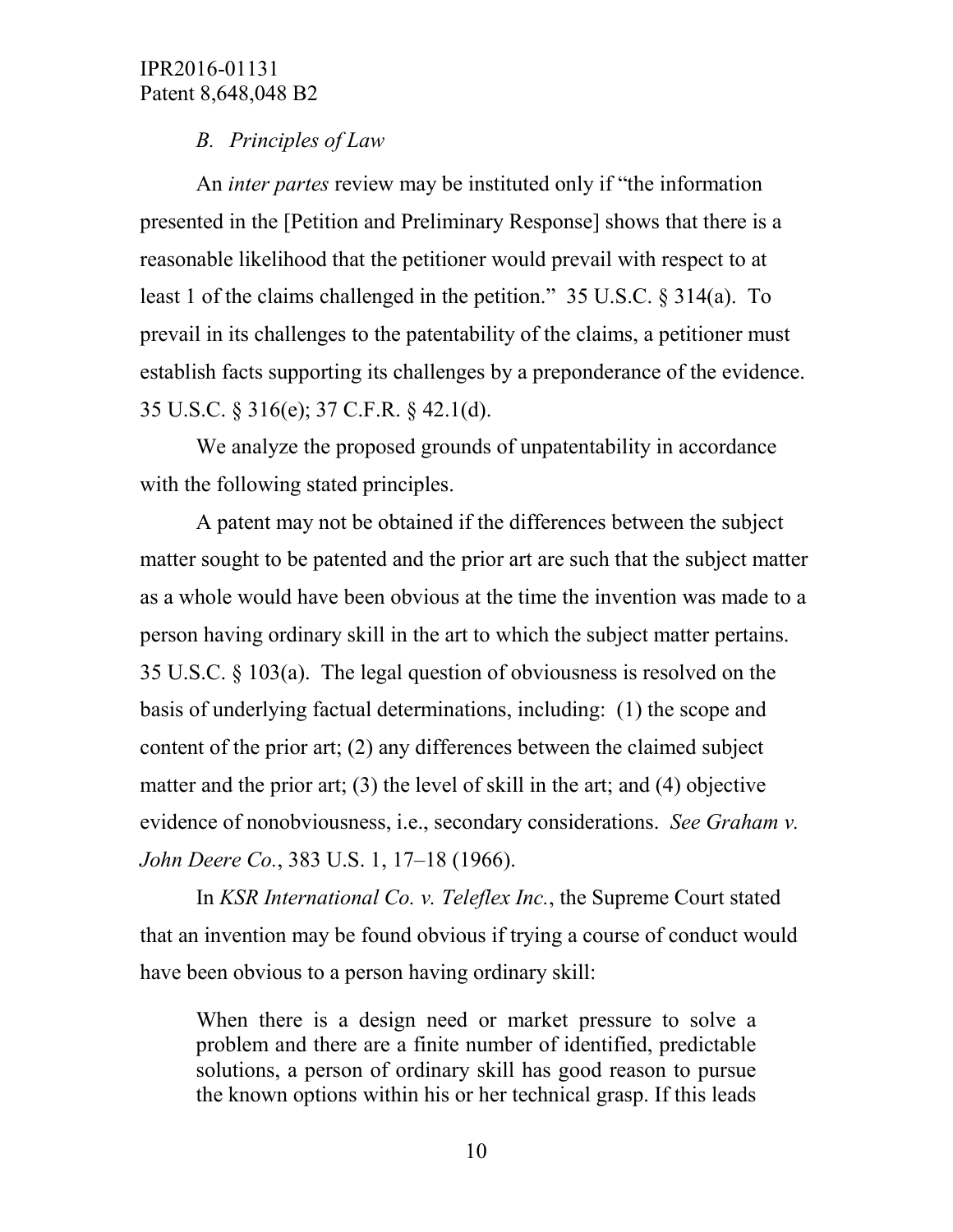### *B. Principles of Law*

An *inter partes* review may be instituted only if "the information presented in the [Petition and Preliminary Response] shows that there is a reasonable likelihood that the petitioner would prevail with respect to at least 1 of the claims challenged in the petition." 35 U.S.C. § 314(a). To prevail in its challenges to the patentability of the claims, a petitioner must establish facts supporting its challenges by a preponderance of the evidence. 35 U.S.C. § 316(e); 37 C.F.R. § 42.1(d).

We analyze the proposed grounds of unpatentability in accordance with the following stated principles.

A patent may not be obtained if the differences between the subject matter sought to be patented and the prior art are such that the subject matter as a whole would have been obvious at the time the invention was made to a person having ordinary skill in the art to which the subject matter pertains. 35 U.S.C. § 103(a). The legal question of obviousness is resolved on the basis of underlying factual determinations, including: (1) the scope and content of the prior art; (2) any differences between the claimed subject matter and the prior art; (3) the level of skill in the art; and (4) objective evidence of nonobviousness, i.e., secondary considerations. *See Graham v. John Deere Co.*, 383 U.S. 1, 17–18 (1966).

In *KSR International Co. v. Teleflex Inc.*, the Supreme Court stated that an invention may be found obvious if trying a course of conduct would have been obvious to a person having ordinary skill:

> When there is a design need or market pressure to solve a problem and there are a finite number of identified, predictable solutions, a person of ordinary skill has good reason to pursue the known options within his or her technical grasp. If this leads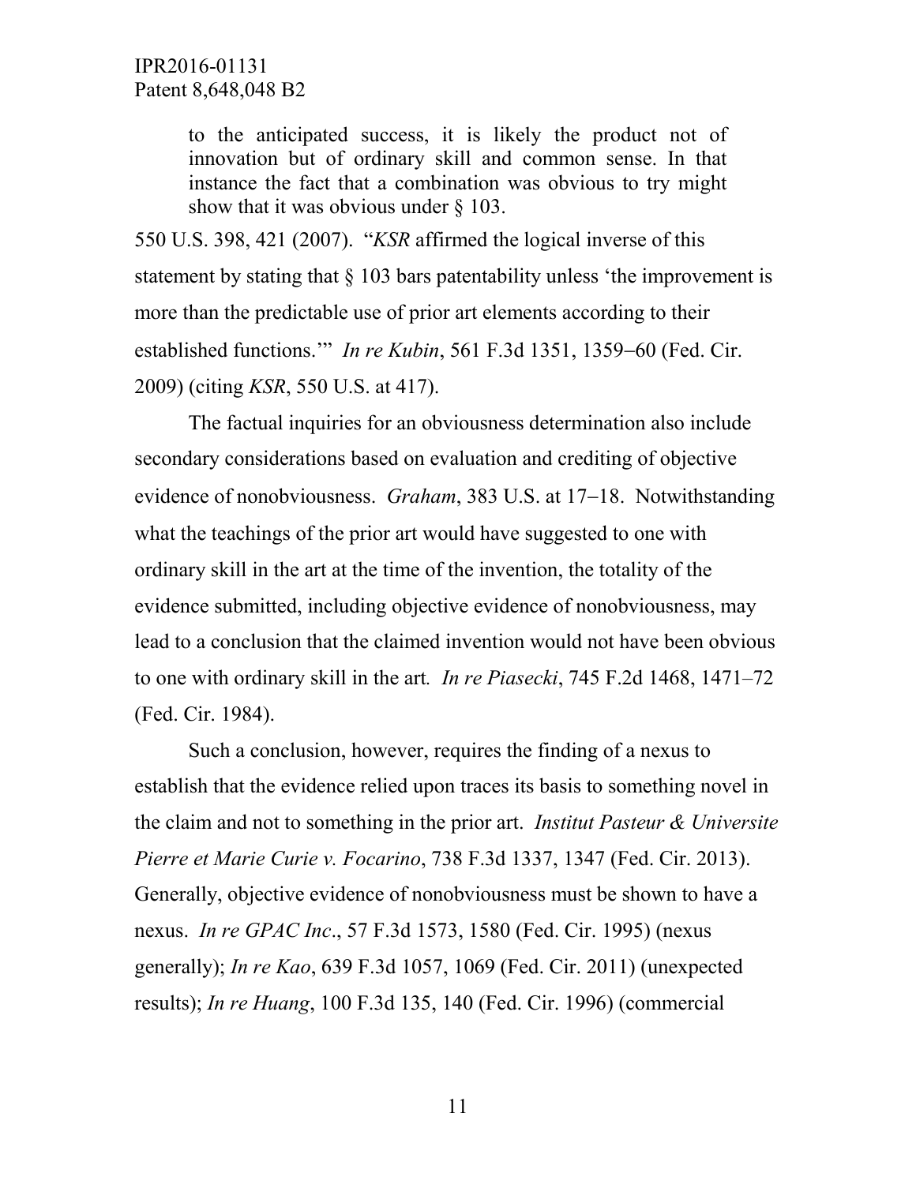> to the anticipated success, it is likely the product not of innovation but of ordinary skill and common sense. In that instance the fact that a combination was obvious to try might show that it was obvious under § 103.

550 U.S. 398, 421 (2007). "*KSR* affirmed the logical inverse of this statement by stating that § 103 bars patentability unless 'the improvement is more than the predictable use of prior art elements according to their established functions.'" *In re Kubin*, 561 F.3d 1351, 1359–60 (Fed. Cir. 2009) (citing *KSR*, 550 U.S. at 417).

The factual inquiries for an obviousness determination also include secondary considerations based on evaluation and crediting of objective evidence of nonobviousness. *Graham*, 383 U.S. at 17–18. Notwithstanding what the teachings of the prior art would have suggested to one with ordinary skill in the art at the time of the invention, the totality of the evidence submitted, including objective evidence of nonobviousness, may lead to a conclusion that the claimed invention would not have been obvious to one with ordinary skill in the art. *In re Piasecki*, 745 F.2d 1468, 1471–72 (Fed. Cir. 1984).

Such a conclusion, however, requires the finding of a nexus to establish that the evidence relied upon traces its basis to something novel in the claim and not to something in the prior art. *Institut Pasteur & Universite Pierre et Marie Curie v. Focarino*, 738 F.3d 1337, 1347 (Fed. Cir. 2013). Generally, objective evidence of nonobviousness must be shown to have a nexus. *In re GPAC Inc*., 57 F.3d 1573, 1580 (Fed. Cir. 1995) (nexus generally); *In re Kao*, 639 F.3d 1057, 1069 (Fed. Cir. 2011) (unexpected results); *In re Huang*, 100 F.3d 135, 140 (Fed. Cir. 1996) (commercial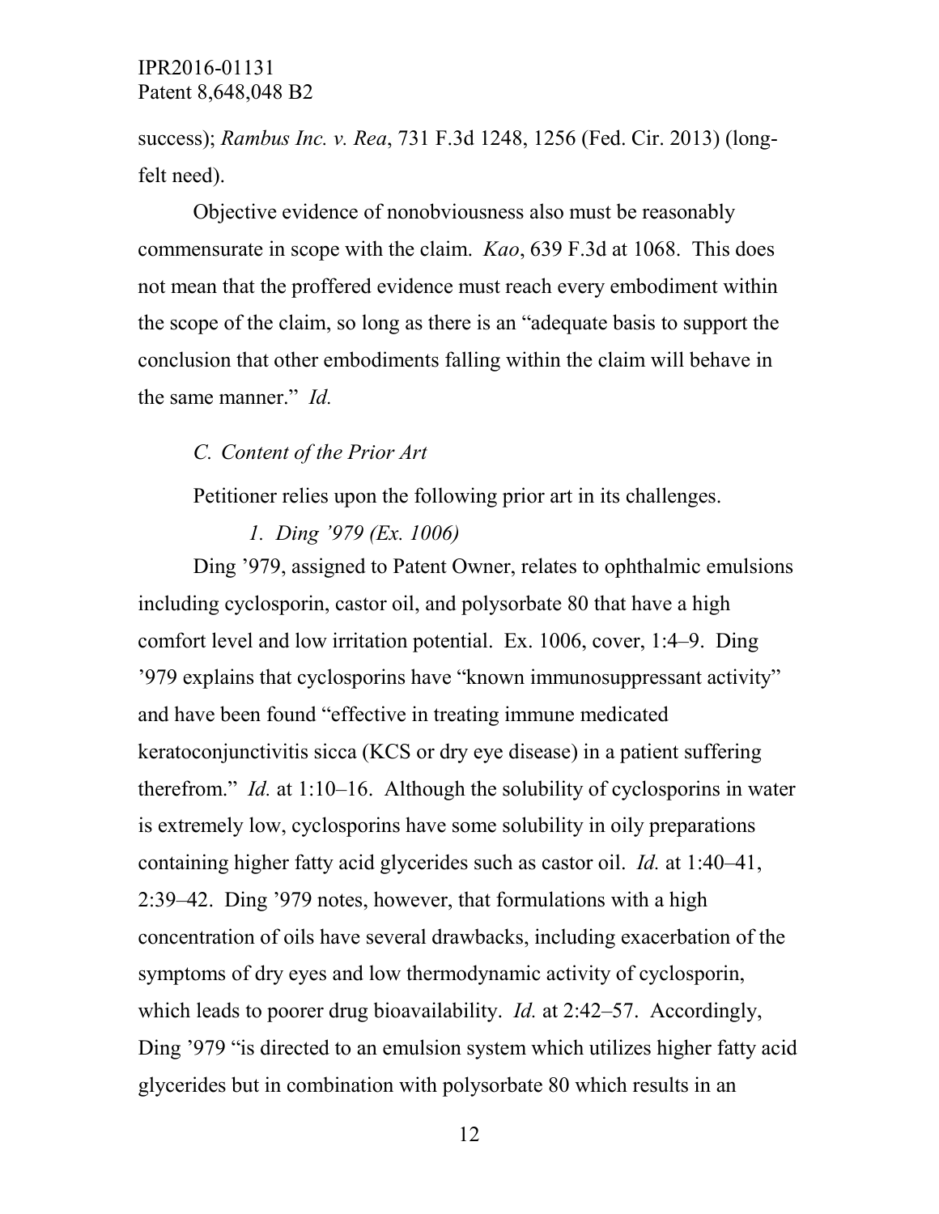success); *Rambus Inc. v. Rea*, 731 F.3d 1248, 1256 (Fed. Cir. 2013) (long-felt need).

Objective evidence of nonobviousness also must be reasonably commensurate in scope with the claim. *Kao*, 639 F.3d at 1068. This does not mean that the proffered evidence must reach every embodiment within the scope of the claim, so long as there is an "adequate basis to support the conclusion that other embodiments falling within the claim will behave in the same manner." *Id.*

### *C. Content of the Prior Art*

Petitioner relies upon the following prior art in its challenges.

#### *1. Ding '979 (Ex. 1006)*

Ding '979, assigned to Patent Owner, relates to ophthalmic emulsions including cyclosporin, castor oil, and polysorbate 80 that have a high comfort level and low irritation potential. Ex. 1006, cover, 1:4–9. Ding '979 explains that cyclosporins have "known immunosuppressant activity" and have been found "effective in treating immune medicated keratoconjunctivitis sicca (KCS or dry eye disease) in a patient suffering therefrom." *Id.* at 1:10–16. Although the solubility of cyclosporins in water is extremely low, cyclosporins have some solubility in oily preparations containing higher fatty acid glycerides such as castor oil. *Id.* at 1:40–41, 2:39–42. Ding '979 notes, however, that formulations with a high concentration of oils have several drawbacks, including exacerbation of the symptoms of dry eyes and low thermodynamic activity of cyclosporin, which leads to poorer drug bioavailability. *Id.* at 2:42–57. Accordingly, Ding '979 "is directed to an emulsion system which utilizes higher fatty acid glycerides but in combination with polysorbate 80 which results in an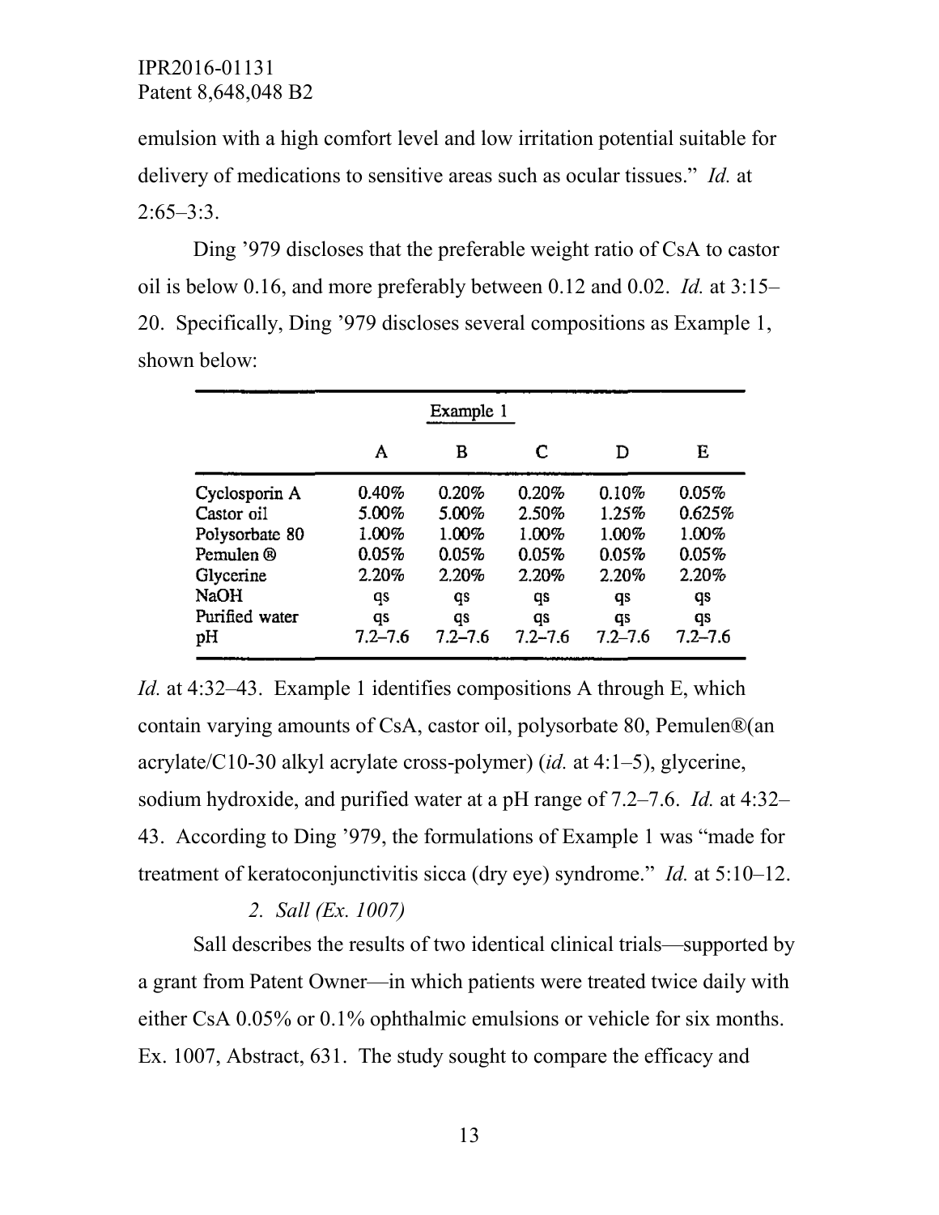emulsion with a high comfort level and low irritation potential suitable for delivery of medications to sensitive areas such as ocular tissues." *Id.* at 2:65–3:3.

Ding '979 discloses that the preferable weight ratio of CsA to castor oil is below 0.16, and more preferably between 0.12 and 0.02. *Id.* at 3:15–20. Specifically, Ding '979 discloses several compositions as Example 1, shown below:

| Example 1 | | | | | |
|---|---|---|---|---|---|
| | A | B | C | D | E |
| Cyclosporin A | 0.40% | 0.20% | 0.20% | 0.10% | 0.05% |
| Castor oil | 5.00% | 5.00% | 2.50% | 1.25% | 0.625% |
| Polysorbate 80 | 1.00% | 1.00% | 1.00% | 1.00% | 1.00% |
| Pemulen ® | 0.05% | 0.05% | 0.05% | 0.05% | 0.05% |
| Glycerine | 2.20% | 2.20% | 2.20% | 2.20% | 2.20% |
| NaOH | qs | qs | qs | qs | qs |
| Purified water | qs | qs | qs | qs | qs |
| pH | 7.2–7.6 | 7.2–7.6 | 7.2–7.6 | 7.2–7.6 | 7.2–7.6 |

*Id.* at 4:32–43. Example 1 identifies compositions A through E, which contain varying amounts of CsA, castor oil, polysorbate 80, Pemulen®(an acrylate/C10-30 alkyl acrylate cross-polymer) (*id.* at 4:1–5), glycerine, sodium hydroxide, and purified water at a pH range of 7.2–7.6. *Id.* at 4:32–43. According to Ding '979, the formulations of Example 1 was "made for treatment of keratoconjunctivitis sicca (dry eye) syndrome." *Id.* at 5:10–12.

*2. Sall (Ex. 1007)*

Sall describes the results of two identical clinical trials—supported by a grant from Patent Owner—in which patients were treated twice daily with either CsA 0.05% or 0.1% ophthalmic emulsions or vehicle for six months. Ex. 1007, Abstract, 631. The study sought to compare the efficacy and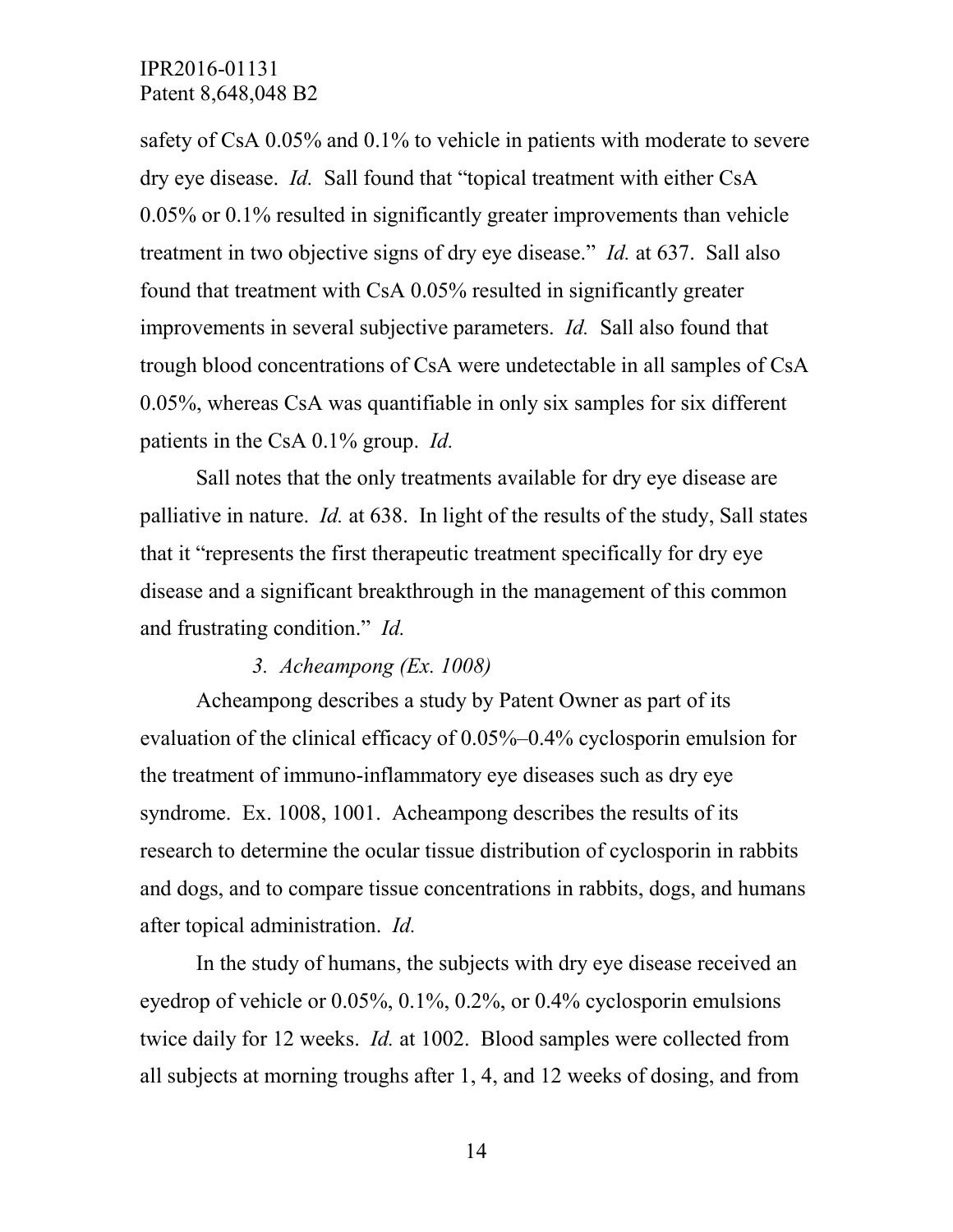safety of CsA 0.05% and 0.1% to vehicle in patients with moderate to severe dry eye disease. *Id.* Sall found that "topical treatment with either CsA 0.05% or 0.1% resulted in significantly greater improvements than vehicle treatment in two objective signs of dry eye disease." *Id.* at 637. Sall also found that treatment with CsA 0.05% resulted in significantly greater improvements in several subjective parameters. *Id.* Sall also found that trough blood concentrations of CsA were undetectable in all samples of CsA 0.05%, whereas CsA was quantifiable in only six samples for six different patients in the CsA 0.1% group. *Id.*

Sall notes that the only treatments available for dry eye disease are palliative in nature. *Id.* at 638. In light of the results of the study, Sall states that it "represents the first therapeutic treatment specifically for dry eye disease and a significant breakthrough in the management of this common and frustrating condition." *Id.*

*3. Acheampong (Ex. 1008)*

Acheampong describes a study by Patent Owner as part of its evaluation of the clinical efficacy of 0.05%–0.4% cyclosporin emulsion for the treatment of immuno-inflammatory eye diseases such as dry eye syndrome. Ex. 1008, 1001. Acheampong describes the results of its research to determine the ocular tissue distribution of cyclosporin in rabbits and dogs, and to compare tissue concentrations in rabbits, dogs, and humans after topical administration. *Id.*

In the study of humans, the subjects with dry eye disease received an eyedrop of vehicle or 0.05%, 0.1%, 0.2%, or 0.4% cyclosporin emulsions twice daily for 12 weeks. *Id.* at 1002. Blood samples were collected from all subjects at morning troughs after 1, 4, and 12 weeks of dosing, and from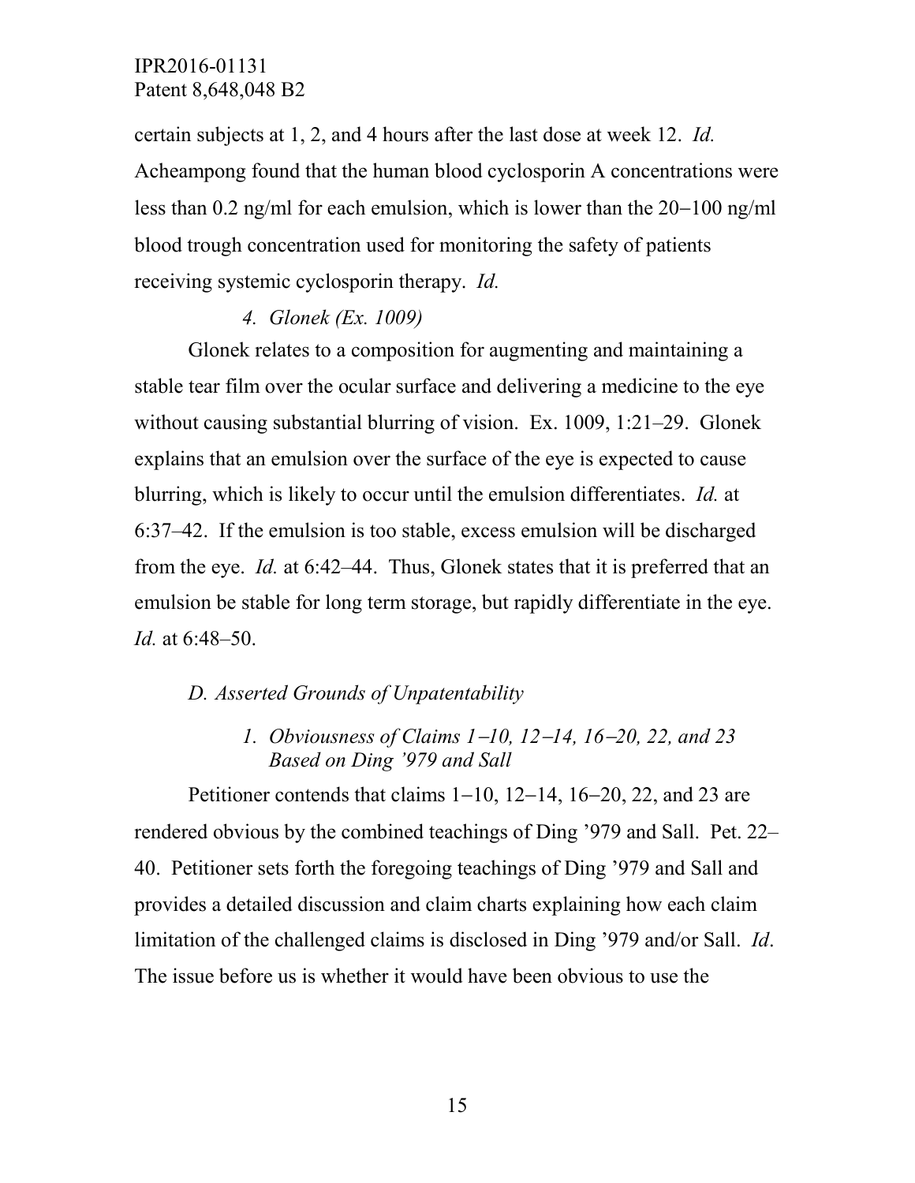certain subjects at 1, 2, and 4 hours after the last dose at week 12. *Id.* Acheampong found that the human blood cyclosporin A concentrations were less than 0.2 ng/ml for each emulsion, which is lower than the 20−100 ng/ml blood trough concentration used for monitoring the safety of patients receiving systemic cyclosporin therapy. *Id.*

#### *4. Glonek (Ex. 1009)*

Glonek relates to a composition for augmenting and maintaining a stable tear film over the ocular surface and delivering a medicine to the eye without causing substantial blurring of vision. Ex. 1009, 1:21–29. Glonek explains that an emulsion over the surface of the eye is expected to cause blurring, which is likely to occur until the emulsion differentiates. *Id.* at 6:37–42. If the emulsion is too stable, excess emulsion will be discharged from the eye. *Id.* at 6:42–44. Thus, Glonek states that it is preferred that an emulsion be stable for long term storage, but rapidly differentiate in the eye. *Id.* at 6:48–50.

### *D. Asserted Grounds of Unpatentability*

#### *1. Obviousness of Claims 1−10, 12−14, 16−20, 22, and 23 Based on Ding '979 and Sall*

Petitioner contends that claims 1−10, 12−14, 16−20, 22, and 23 are rendered obvious by the combined teachings of Ding '979 and Sall. Pet. 22–40. Petitioner sets forth the foregoing teachings of Ding '979 and Sall and provides a detailed discussion and claim charts explaining how each claim limitation of the challenged claims is disclosed in Ding '979 and/or Sall. *Id*. The issue before us is whether it would have been obvious to use the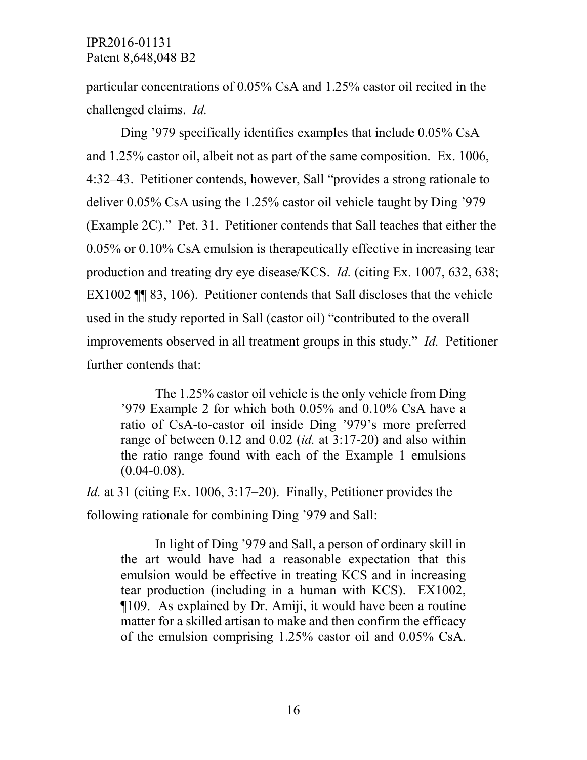particular concentrations of 0.05% CsA and 1.25% castor oil recited in the challenged claims. *Id.*

Ding '979 specifically identifies examples that include 0.05% CsA and 1.25% castor oil, albeit not as part of the same composition. Ex. 1006, 4:32–43. Petitioner contends, however, Sall "provides a strong rationale to deliver 0.05% CsA using the 1.25% castor oil vehicle taught by Ding '979 (Example 2C)." Pet. 31. Petitioner contends that Sall teaches that either the 0.05% or 0.10% CsA emulsion is therapeutically effective in increasing tear production and treating dry eye disease/KCS. *Id.* (citing Ex. 1007, 632, 638; EX1002 ¶¶ 83, 106). Petitioner contends that Sall discloses that the vehicle used in the study reported in Sall (castor oil) "contributed to the overall improvements observed in all treatment groups in this study." *Id.* Petitioner further contends that:

> The 1.25% castor oil vehicle is the only vehicle from Ding '979 Example 2 for which both 0.05% and 0.10% CsA have a ratio of CsA-to-castor oil inside Ding '979's more preferred range of between 0.12 and 0.02 (*id.* at 3:17-20) and also within the ratio range found with each of the Example 1 emulsions (0.04-0.08).

*Id.* at 31 (citing Ex. 1006, 3:17–20). Finally, Petitioner provides the following rationale for combining Ding '979 and Sall:

> In light of Ding '979 and Sall, a person of ordinary skill in the art would have had a reasonable expectation that this emulsion would be effective in treating KCS and in increasing tear production (including in a human with KCS). EX1002, ¶109. As explained by Dr. Amiji, it would have been a routine matter for a skilled artisan to make and then confirm the efficacy of the emulsion comprising 1.25% castor oil and 0.05% CsA.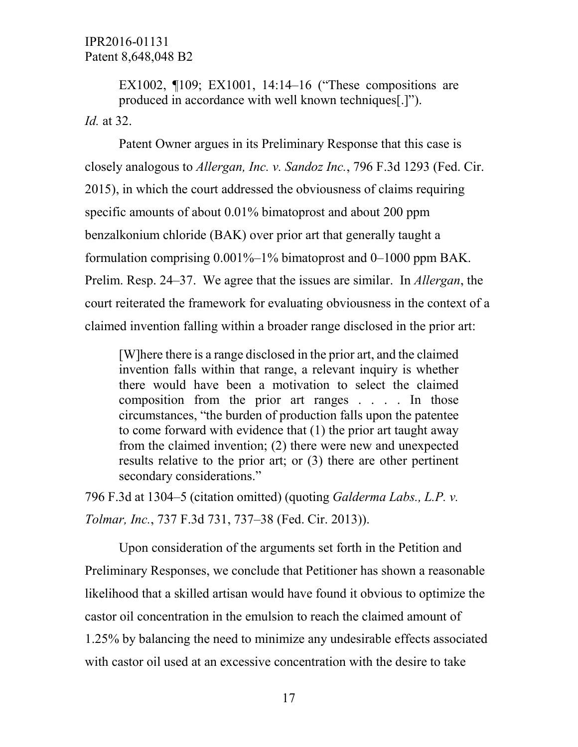> EX1002, ¶109; EX1001, 14:14–16 ("These compositions are produced in accordance with well known techniques[.]").

*Id.* at 32.

Patent Owner argues in its Preliminary Response that this case is closely analogous to *Allergan, Inc. v. Sandoz Inc.*, 796 F.3d 1293 (Fed. Cir. 2015), in which the court addressed the obviousness of claims requiring specific amounts of about 0.01% bimatoprost and about 200 ppm benzalkonium chloride (BAK) over prior art that generally taught a formulation comprising 0.001%–1% bimatoprost and 0–1000 ppm BAK. Prelim. Resp. 24–37. We agree that the issues are similar. In *Allergan*, the court reiterated the framework for evaluating obviousness in the context of a claimed invention falling within a broader range disclosed in the prior art:

> [W]here there is a range disclosed in the prior art, and the claimed invention falls within that range, a relevant inquiry is whether there would have been a motivation to select the claimed composition from the prior art ranges . . . . In those circumstances, "the burden of production falls upon the patentee to come forward with evidence that (1) the prior art taught away from the claimed invention; (2) there were new and unexpected results relative to the prior art; or (3) there are other pertinent secondary considerations."

796 F.3d at 1304–5 (citation omitted) (quoting *Galderma Labs., L.P. v. Tolmar, Inc.*, 737 F.3d 731, 737–38 (Fed. Cir. 2013)).

Upon consideration of the arguments set forth in the Petition and Preliminary Responses, we conclude that Petitioner has shown a reasonable likelihood that a skilled artisan would have found it obvious to optimize the castor oil concentration in the emulsion to reach the claimed amount of 1.25% by balancing the need to minimize any undesirable effects associated with castor oil used at an excessive concentration with the desire to take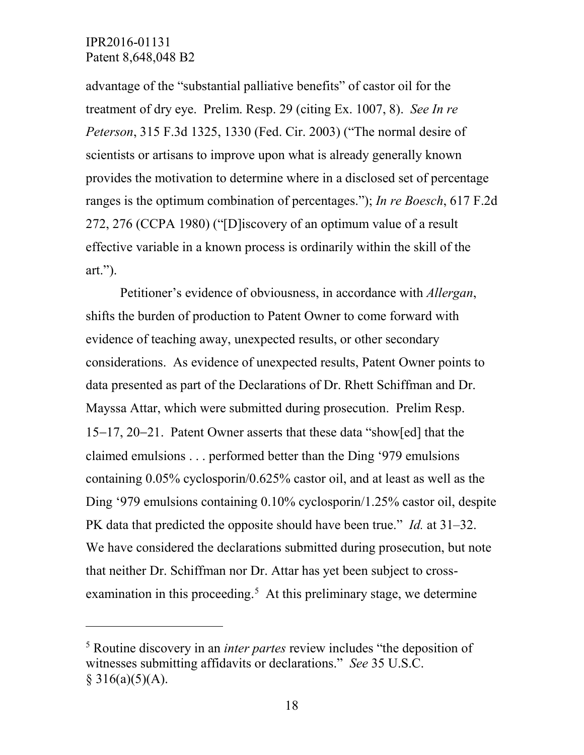advantage of the "substantial palliative benefits" of castor oil for the treatment of dry eye. Prelim. Resp. 29 (citing Ex. 1007, 8). *See In re Peterson*, 315 F.3d 1325, 1330 (Fed. Cir. 2003) ("The normal desire of scientists or artisans to improve upon what is already generally known provides the motivation to determine where in a disclosed set of percentage ranges is the optimum combination of percentages."); *In re Boesch*, 617 F.2d 272, 276 (CCPA 1980) ("[D]iscovery of an optimum value of a result effective variable in a known process is ordinarily within the skill of the art.").

Petitioner's evidence of obviousness, in accordance with *Allergan*, shifts the burden of production to Patent Owner to come forward with evidence of teaching away, unexpected results, or other secondary considerations. As evidence of unexpected results, Patent Owner points to data presented as part of the Declarations of Dr. Rhett Schiffman and Dr. Mayssa Attar, which were submitted during prosecution. Prelim Resp. 15–17, 20–21. Patent Owner asserts that these data "show[ed] that the claimed emulsions . . . performed better than the Ding '979 emulsions containing 0.05% cyclosporin/0.625% castor oil, and at least as well as the Ding '979 emulsions containing 0.10% cyclosporin/1.25% castor oil, despite PK data that predicted the opposite should have been true." *Id.* at 31–32. We have considered the declarations submitted during prosecution, but note that neither Dr. Schiffman nor Dr. Attar has yet been subject to cross-examination in this proceeding.[5] At this preliminary stage, we determine

[5] Routine discovery in an *inter partes* review includes "the deposition of witnesses submitting affidavits or declarations." *See* 35 U.S.C. § 316(a)(5)(A).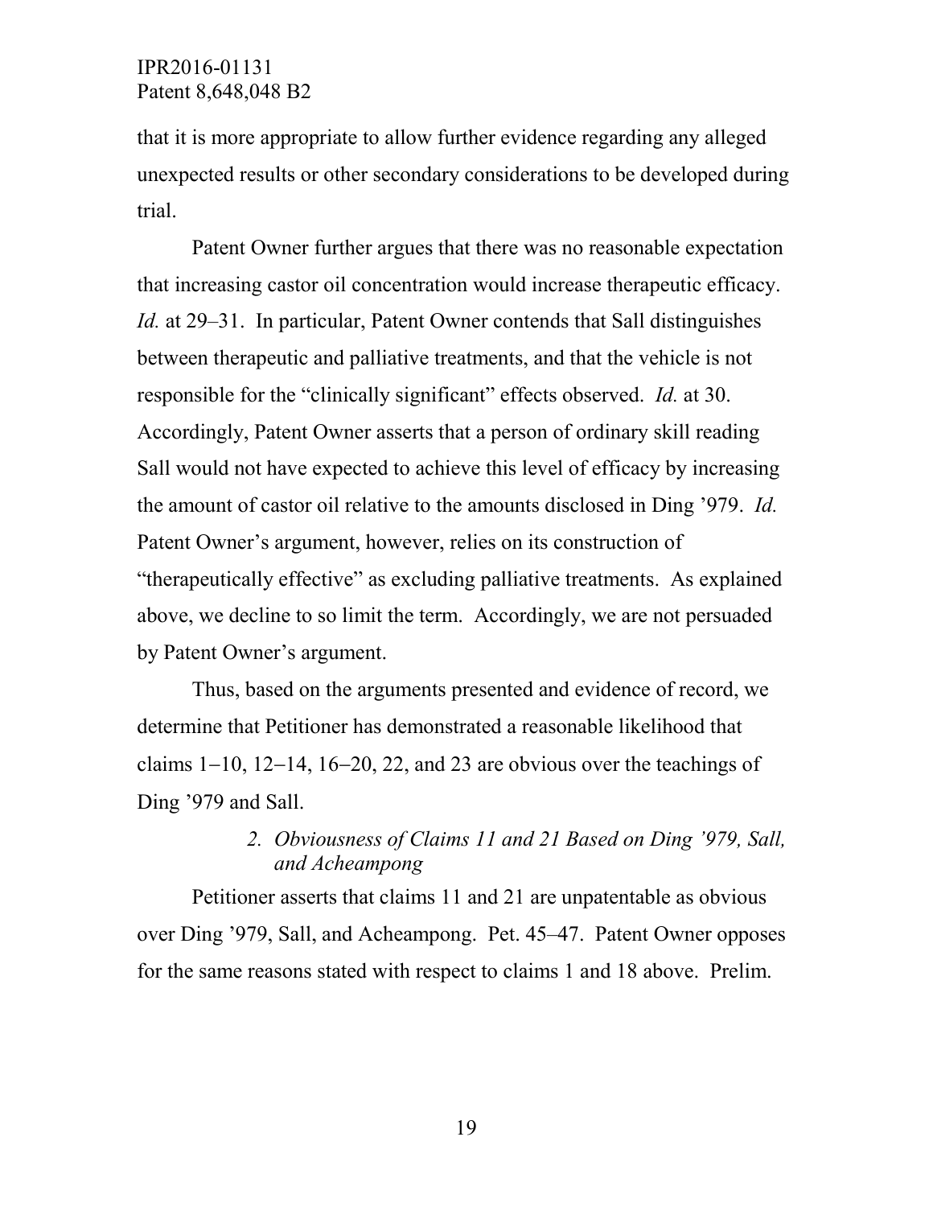that it is more appropriate to allow further evidence regarding any alleged unexpected results or other secondary considerations to be developed during trial.

Patent Owner further argues that there was no reasonable expectation that increasing castor oil concentration would increase therapeutic efficacy. *Id.* at 29–31. In particular, Patent Owner contends that Sall distinguishes between therapeutic and palliative treatments, and that the vehicle is not responsible for the "clinically significant" effects observed. *Id.* at 30. Accordingly, Patent Owner asserts that a person of ordinary skill reading Sall would not have expected to achieve this level of efficacy by increasing the amount of castor oil relative to the amounts disclosed in Ding '979. *Id.* Patent Owner's argument, however, relies on its construction of "therapeutically effective" as excluding palliative treatments. As explained above, we decline to so limit the term. Accordingly, we are not persuaded by Patent Owner's argument.

Thus, based on the arguments presented and evidence of record, we determine that Petitioner has demonstrated a reasonable likelihood that claims 1−10, 12−14, 16−20, 22, and 23 are obvious over the teachings of Ding '979 and Sall.

### *2. Obviousness of Claims 11 and 21 Based on Ding '979, Sall, and Acheampong*

Petitioner asserts that claims 11 and 21 are unpatentable as obvious over Ding '979, Sall, and Acheampong. Pet. 45–47. Patent Owner opposes for the same reasons stated with respect to claims 1 and 18 above. Prelim.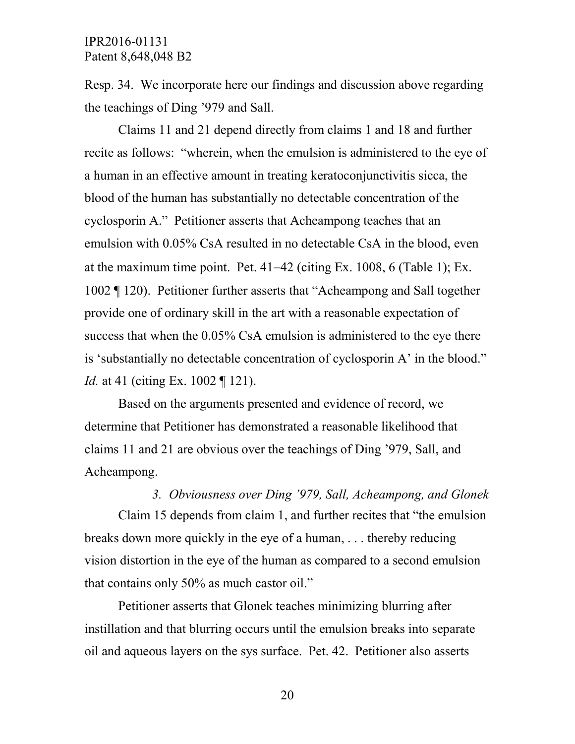Resp. 34. We incorporate here our findings and discussion above regarding the teachings of Ding '979 and Sall.

Claims 11 and 21 depend directly from claims 1 and 18 and further recite as follows: "wherein, when the emulsion is administered to the eye of a human in an effective amount in treating keratoconjunctivitis sicca, the blood of the human has substantially no detectable concentration of the cyclosporin A." Petitioner asserts that Acheampong teaches that an emulsion with 0.05% CsA resulted in no detectable CsA in the blood, even at the maximum time point. Pet. 41–42 (citing Ex. 1008, 6 (Table 1); Ex. 1002 ¶ 120). Petitioner further asserts that "Acheampong and Sall together provide one of ordinary skill in the art with a reasonable expectation of success that when the 0.05% CsA emulsion is administered to the eye there is 'substantially no detectable concentration of cyclosporin A' in the blood." *Id.* at 41 (citing Ex. 1002 ¶ 121).

Based on the arguments presented and evidence of record, we determine that Petitioner has demonstrated a reasonable likelihood that claims 11 and 21 are obvious over the teachings of Ding '979, Sall, and Acheampong.

### *3. Obviousness over Ding '979, Sall, Acheampong, and Glonek*

Claim 15 depends from claim 1, and further recites that "the emulsion breaks down more quickly in the eye of a human, . . . thereby reducing vision distortion in the eye of the human as compared to a second emulsion that contains only 50% as much castor oil."

Petitioner asserts that Glonek teaches minimizing blurring after instillation and that blurring occurs until the emulsion breaks into separate oil and aqueous layers on the sys surface. Pet. 42. Petitioner also asserts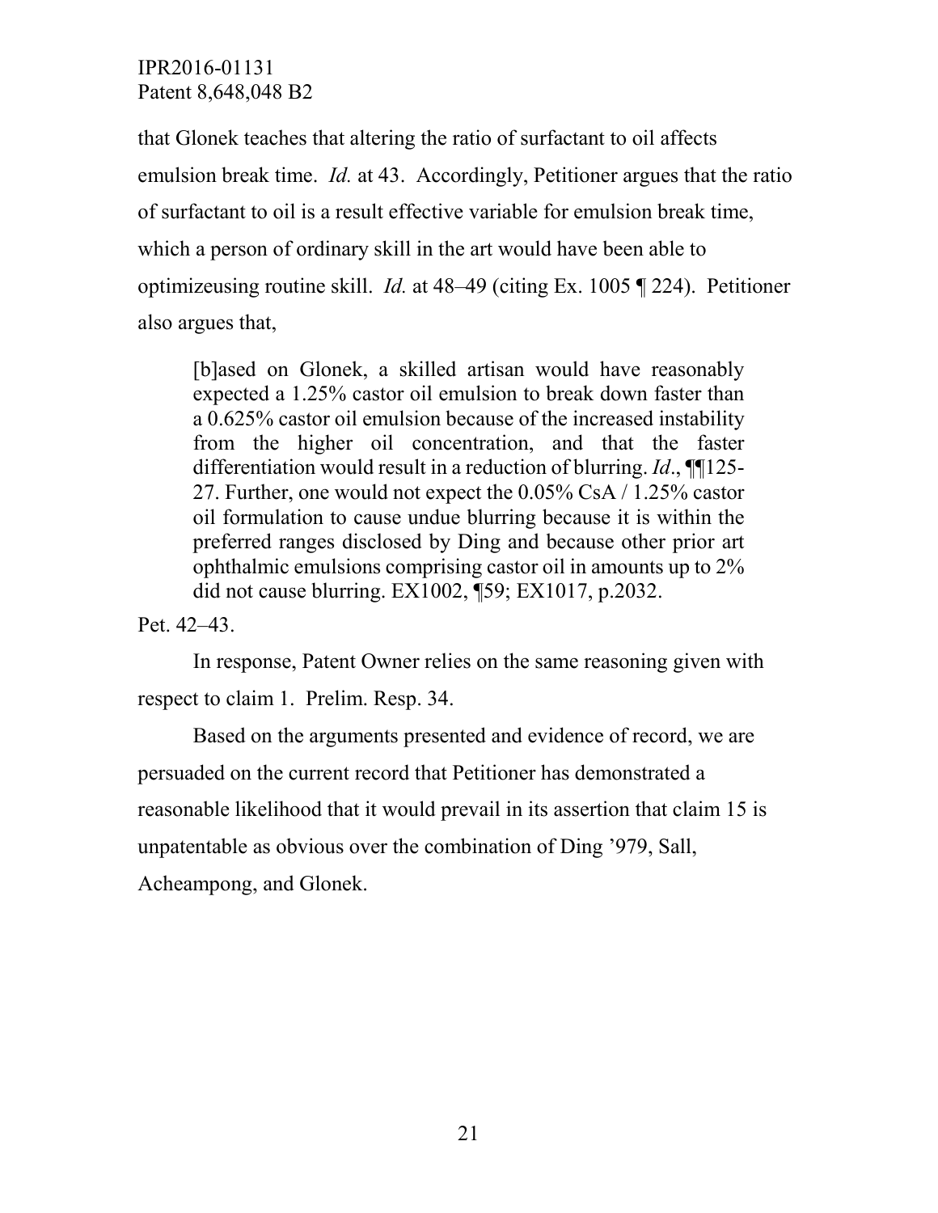that Glonek teaches that altering the ratio of surfactant to oil affects emulsion break time. *Id.* at 43. Accordingly, Petitioner argues that the ratio of surfactant to oil is a result effective variable for emulsion break time, which a person of ordinary skill in the art would have been able to optimizeusing routine skill. *Id.* at 48–49 (citing Ex. 1005 ¶ 224). Petitioner also argues that,

> [b]ased on Glonek, a skilled artisan would have reasonably expected a 1.25% castor oil emulsion to break down faster than a 0.625% castor oil emulsion because of the increased instability from the higher oil concentration, and that the faster differentiation would result in a reduction of blurring. *Id*., ¶¶125-27. Further, one would not expect the 0.05% CsA / 1.25% castor oil formulation to cause undue blurring because it is within the preferred ranges disclosed by Ding and because other prior art ophthalmic emulsions comprising castor oil in amounts up to 2% did not cause blurring. EX1002, ¶59; EX1017, p.2032.

Pet. 42–43.

In response, Patent Owner relies on the same reasoning given with respect to claim 1. Prelim. Resp. 34.

Based on the arguments presented and evidence of record, we are persuaded on the current record that Petitioner has demonstrated a reasonable likelihood that it would prevail in its assertion that claim 15 is unpatentable as obvious over the combination of Ding '979, Sall, Acheampong, and Glonek.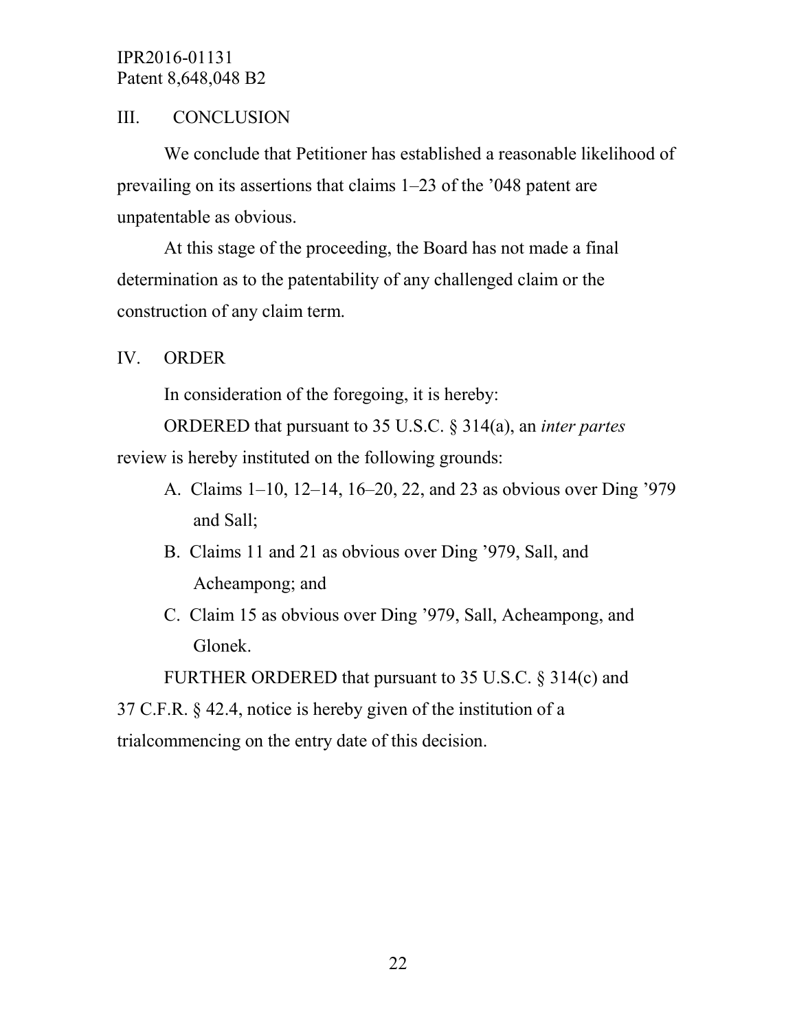## III. CONCLUSION

We conclude that Petitioner has established a reasonable likelihood of prevailing on its assertions that claims 1–23 of the '048 patent are unpatentable as obvious.

At this stage of the proceeding, the Board has not made a final determination as to the patentability of any challenged claim or the construction of any claim term.

## IV. ORDER

In consideration of the foregoing, it is hereby:

ORDERED that pursuant to 35 U.S.C. § 314(a), an *inter partes* review is hereby instituted on the following grounds:

A. Claims 1–10, 12–14, 16–20, 22, and 23 as obvious over Ding '979 and Sall;

B. Claims 11 and 21 as obvious over Ding '979, Sall, and Acheampong; and

C. Claim 15 as obvious over Ding '979, Sall, Acheampong, and Glonek.

FURTHER ORDERED that pursuant to 35 U.S.C. § 314(c) and 37 C.F.R. § 42.4, notice is hereby given of the institution of a trialcommencing on the entry date of this decision.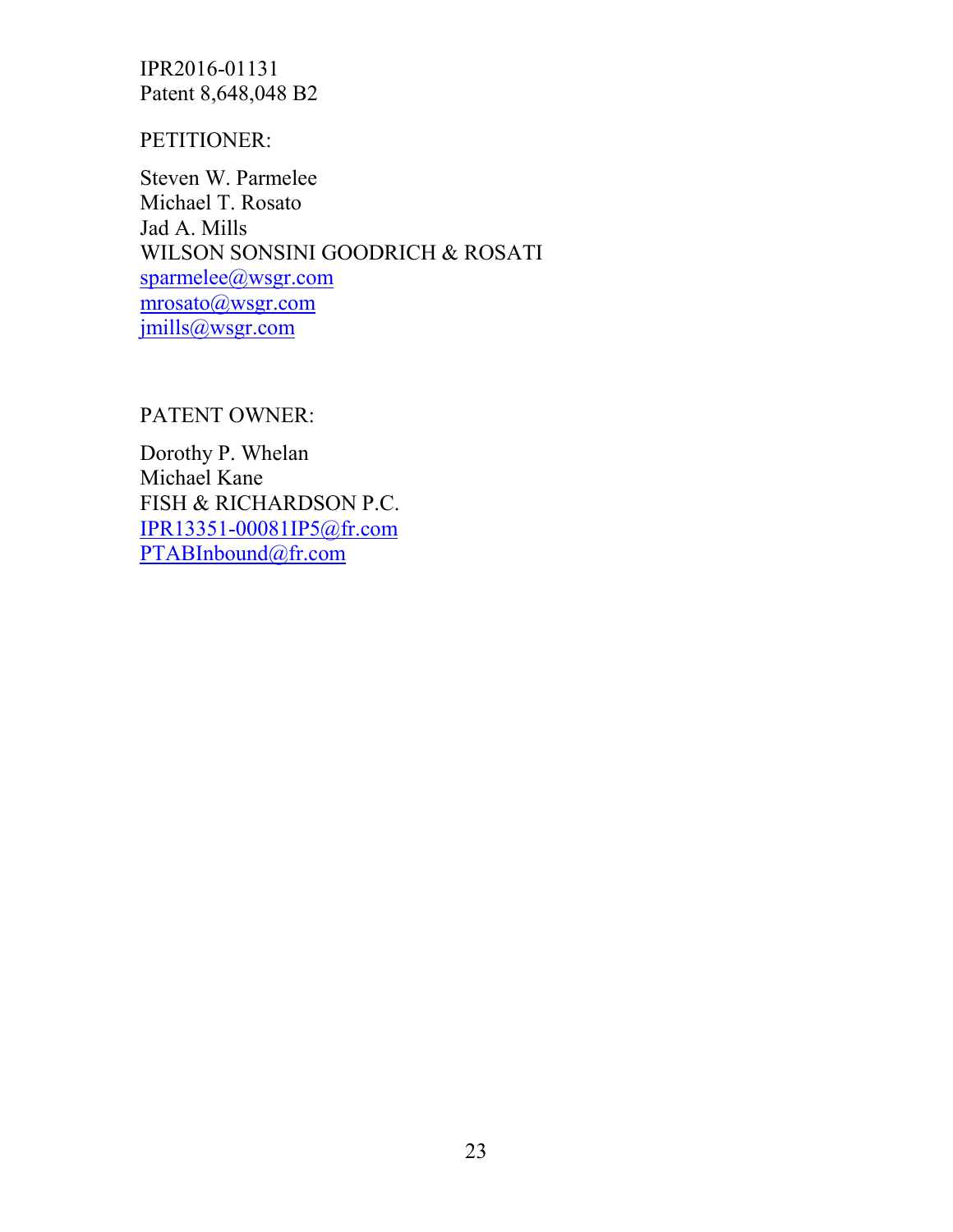IPR2016-01131
Patent 8,648,048 B2

PETITIONER:

Steven W. Parmelee
Michael T. Rosato
Jad A. Mills
WILSON SONSINI GOODRICH & ROSATI
sparmelee@wsgr.com
mrosato@wsgr.com
jmills@wsgr.com

PATENT OWNER:

Dorothy P. Whelan
Michael Kane
FISH & RICHARDSON P.C.
IPR13351-00081IP5@fr.com
PTABInbound@fr.com